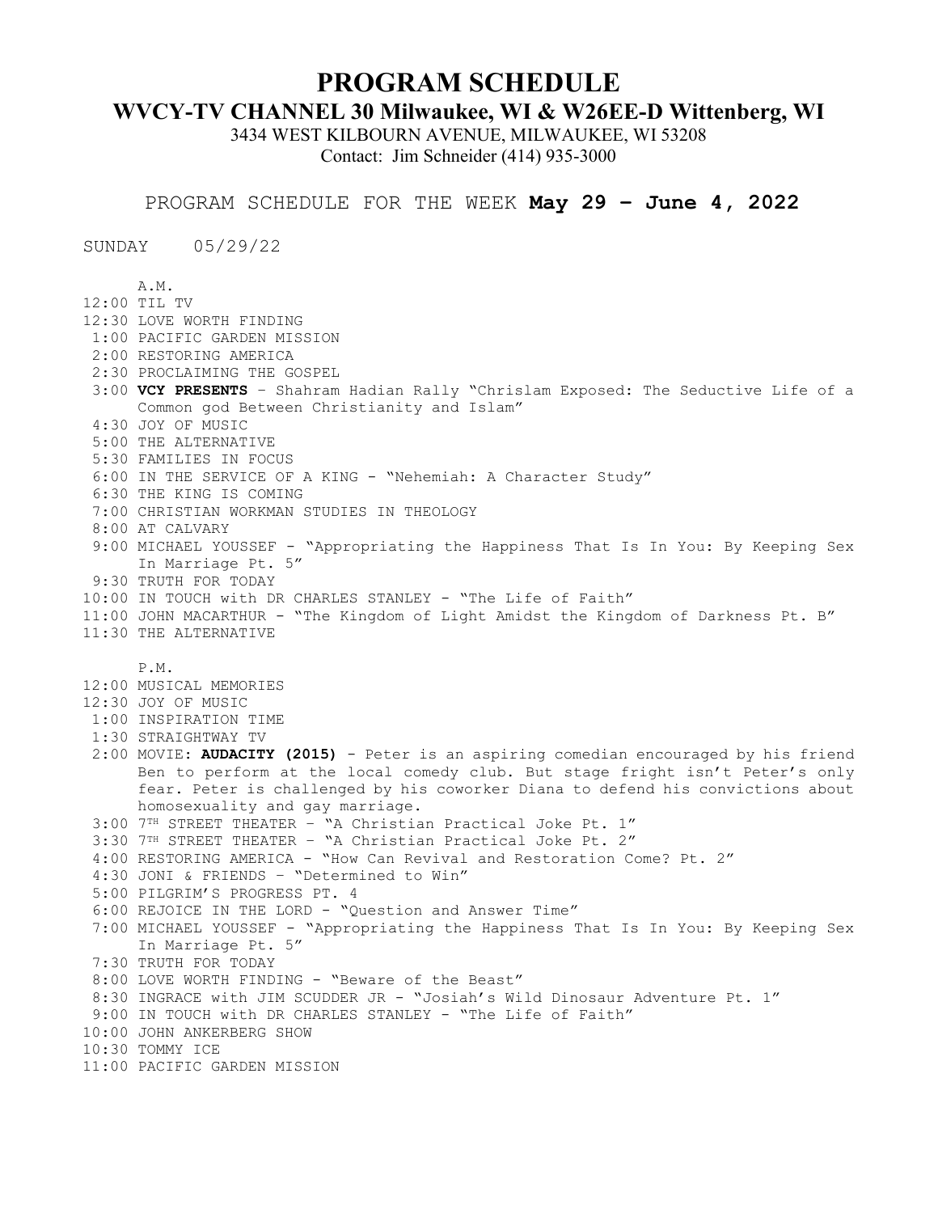# PROGRAM SCHEDULE

## WVCY-TV CHANNEL 30 Milwaukee, WI & W26EE-D Wittenberg, WI

3434 WEST KILBOURN AVENUE, MILWAUKEE, WI 53208

Contact: Jim Schneider (414) 935-3000

PROGRAM SCHEDULE FOR THE WEEK **May 29 – June 4, 2022**

SUNDAY 05/29/22

A.M.

12:00 TIL TV
12:30 LOVE WORTH FINDING
1:00 PACIFIC GARDEN MISSION
2:00 RESTORING AMERICA
2:30 PROCLAIMING THE GOSPEL
3:00 **VCY PRESENTS** – Shahram Hadian Rally "Chrislam Exposed: The Seductive Life of a Common god Between Christianity and Islam"
4:30 JOY OF MUSIC
5:00 THE ALTERNATIVE
5:30 FAMILIES IN FOCUS
6:00 IN THE SERVICE OF A KING - "Nehemiah: A Character Study"
6:30 THE KING IS COMING
7:00 CHRISTIAN WORKMAN STUDIES IN THEOLOGY
8:00 AT CALVARY
9:00 MICHAEL YOUSSEF - "Appropriating the Happiness That Is In You: By Keeping Sex In Marriage Pt. 5"
9:30 TRUTH FOR TODAY
10:00 IN TOUCH with DR CHARLES STANLEY - "The Life of Faith"
11:00 JOHN MACARTHUR - "The Kingdom of Light Amidst the Kingdom of Darkness Pt. B"
11:30 THE ALTERNATIVE

P.M.

12:00 MUSICAL MEMORIES
12:30 JOY OF MUSIC
1:00 INSPIRATION TIME
1:30 STRAIGHTWAY TV
2:00 MOVIE: **AUDACITY (2015)** - Peter is an aspiring comedian encouraged by his friend Ben to perform at the local comedy club. But stage fright isn't Peter's only fear. Peter is challenged by his coworker Diana to defend his convictions about homosexuality and gay marriage.
3:00 7TH STREET THEATER – "A Christian Practical Joke Pt. 1"
3:30 7TH STREET THEATER – "A Christian Practical Joke Pt. 2"
4:00 RESTORING AMERICA - "How Can Revival and Restoration Come? Pt. 2"
4:30 JONI & FRIENDS – "Determined to Win"
5:00 PILGRIM'S PROGRESS PT. 4
6:00 REJOICE IN THE LORD - "Question and Answer Time"
7:00 MICHAEL YOUSSEF - "Appropriating the Happiness That Is In You: By Keeping Sex In Marriage Pt. 5"
7:30 TRUTH FOR TODAY
8:00 LOVE WORTH FINDING - "Beware of the Beast"
8:30 INGRACE with JIM SCUDDER JR - "Josiah's Wild Dinosaur Adventure Pt. 1"
9:00 IN TOUCH with DR CHARLES STANLEY - "The Life of Faith"
10:00 JOHN ANKERBERG SHOW
10:30 TOMMY ICE
11:00 PACIFIC GARDEN MISSION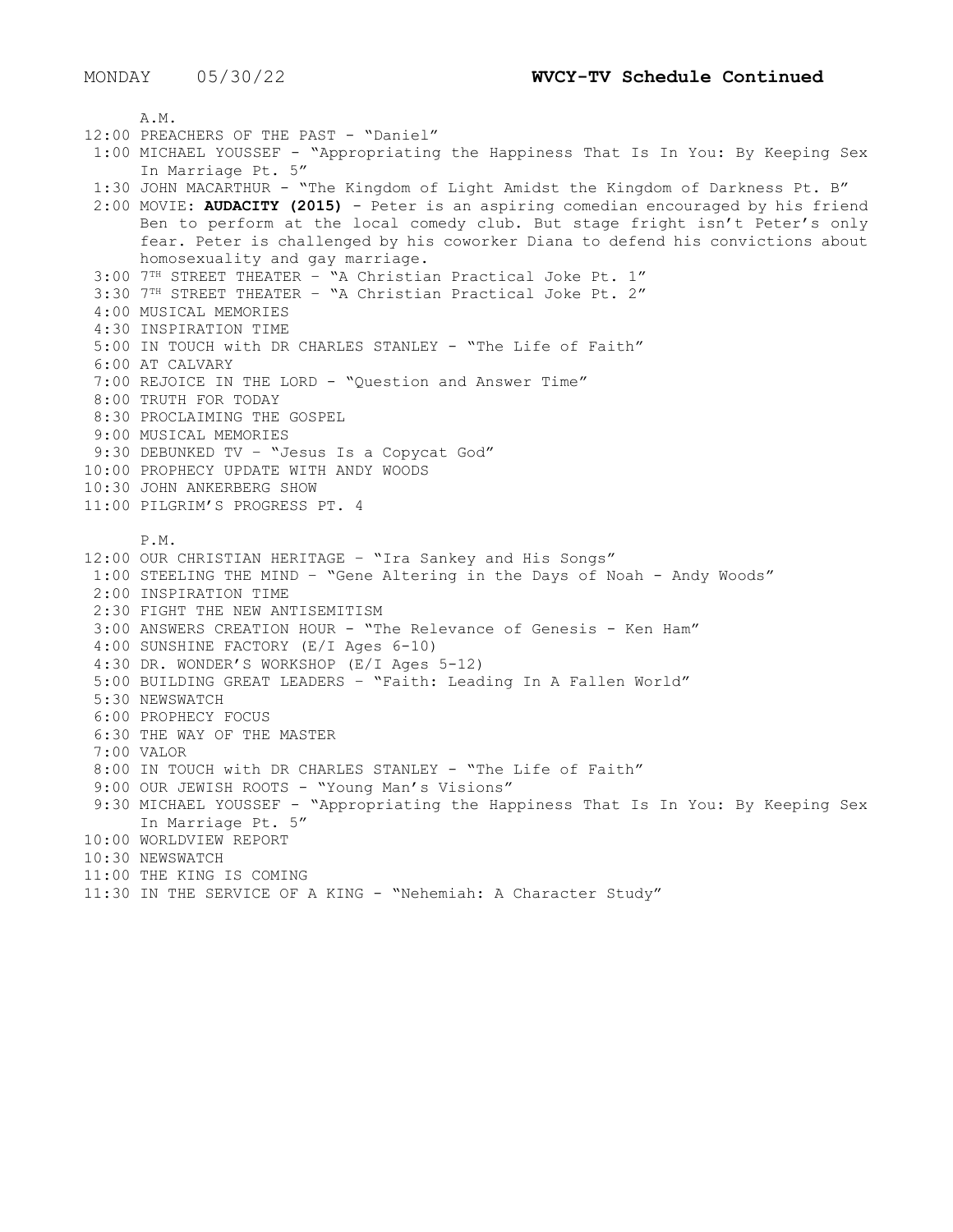MONDAY 05/30/22 **WVCY-TV Schedule Continued**

A.M.

12:00 PREACHERS OF THE PAST - "Daniel"
1:00 MICHAEL YOUSSEF - "Appropriating the Happiness That Is In You: By Keeping Sex In Marriage Pt. 5"
1:30 JOHN MACARTHUR - "The Kingdom of Light Amidst the Kingdom of Darkness Pt. B"
2:00 MOVIE: **AUDACITY (2015)** - Peter is an aspiring comedian encouraged by his friend Ben to perform at the local comedy club. But stage fright isn't Peter's only fear. Peter is challenged by his coworker Diana to defend his convictions about homosexuality and gay marriage.
3:00 7TH STREET THEATER – "A Christian Practical Joke Pt. 1"
3:30 7TH STREET THEATER – "A Christian Practical Joke Pt. 2"
4:00 MUSICAL MEMORIES
4:30 INSPIRATION TIME
5:00 IN TOUCH with DR CHARLES STANLEY - "The Life of Faith"
6:00 AT CALVARY
7:00 REJOICE IN THE LORD - "Question and Answer Time"
8:00 TRUTH FOR TODAY
8:30 PROCLAIMING THE GOSPEL
9:00 MUSICAL MEMORIES
9:30 DEBUNKED TV – "Jesus Is a Copycat God"
10:00 PROPHECY UPDATE WITH ANDY WOODS
10:30 JOHN ANKERBERG SHOW
11:00 PILGRIM'S PROGRESS PT. 4

P.M.

12:00 OUR CHRISTIAN HERITAGE – "Ira Sankey and His Songs"
1:00 STEELING THE MIND – "Gene Altering in the Days of Noah - Andy Woods"
2:00 INSPIRATION TIME
2:30 FIGHT THE NEW ANTISEMITISM
3:00 ANSWERS CREATION HOUR - "The Relevance of Genesis - Ken Ham"
4:00 SUNSHINE FACTORY (E/I Ages 6-10)
4:30 DR. WONDER'S WORKSHOP (E/I Ages 5-12)
5:00 BUILDING GREAT LEADERS – "Faith: Leading In A Fallen World"
5:30 NEWSWATCH
6:00 PROPHECY FOCUS
6:30 THE WAY OF THE MASTER
7:00 VALOR
8:00 IN TOUCH with DR CHARLES STANLEY - "The Life of Faith"
9:00 OUR JEWISH ROOTS - "Young Man's Visions"
9:30 MICHAEL YOUSSEF - "Appropriating the Happiness That Is In You: By Keeping Sex In Marriage Pt. 5"
10:00 WORLDVIEW REPORT
10:30 NEWSWATCH
11:00 THE KING IS COMING
11:30 IN THE SERVICE OF A KING - "Nehemiah: A Character Study"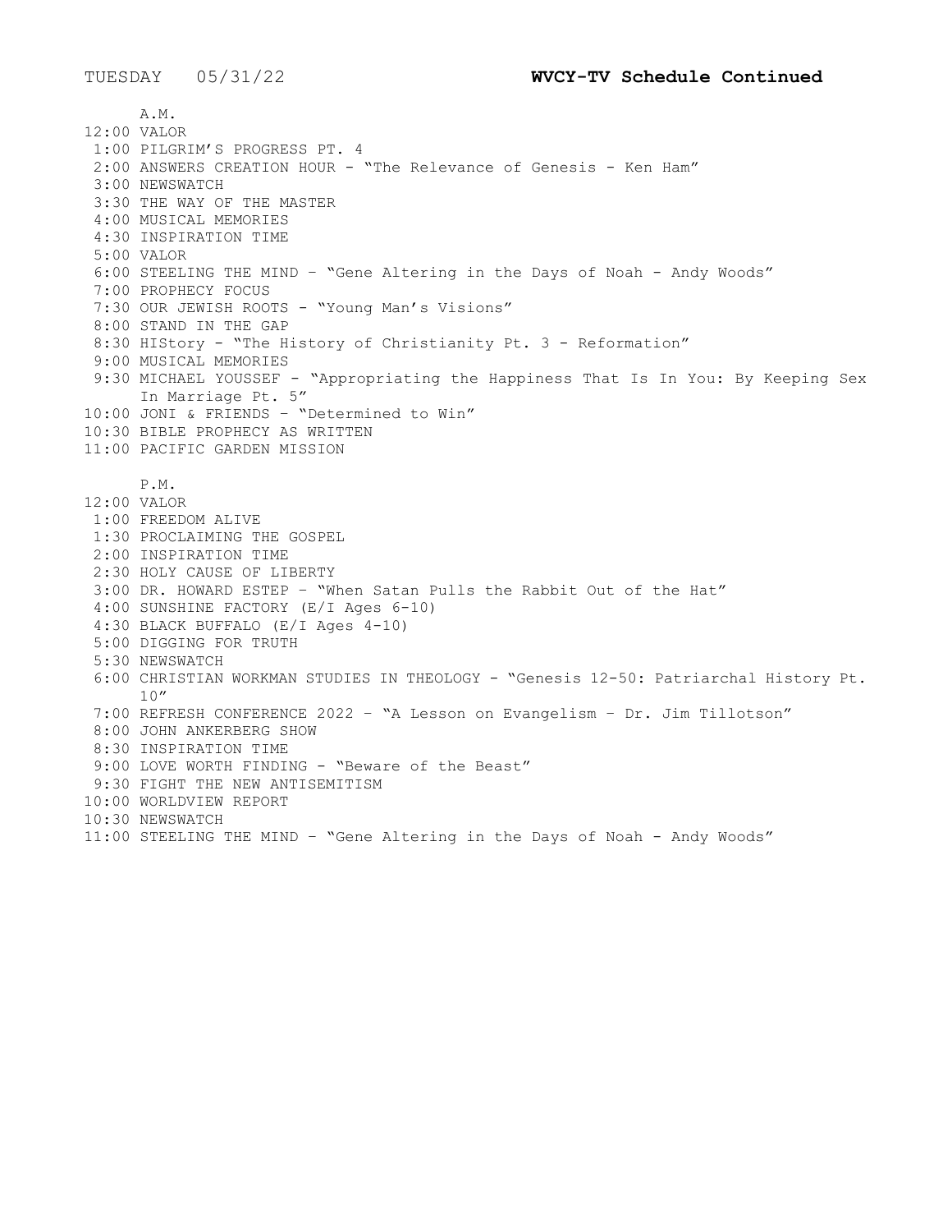TUESDAY 05/31/22 **WVCY-TV Schedule Continued**

A.M.

12:00 VALOR
1:00 PILGRIM'S PROGRESS PT. 4
2:00 ANSWERS CREATION HOUR - "The Relevance of Genesis - Ken Ham"
3:00 NEWSWATCH
3:30 THE WAY OF THE MASTER
4:00 MUSICAL MEMORIES
4:30 INSPIRATION TIME
5:00 VALOR
6:00 STEELING THE MIND – "Gene Altering in the Days of Noah - Andy Woods"
7:00 PROPHECY FOCUS
7:30 OUR JEWISH ROOTS - "Young Man's Visions"
8:00 STAND IN THE GAP
8:30 HIStory - "The History of Christianity Pt. 3 - Reformation"
9:00 MUSICAL MEMORIES
9:30 MICHAEL YOUSSEF - "Appropriating the Happiness That Is In You: By Keeping Sex In Marriage Pt. 5"
10:00 JONI & FRIENDS – "Determined to Win"
10:30 BIBLE PROPHECY AS WRITTEN
11:00 PACIFIC GARDEN MISSION

P.M.

12:00 VALOR
1:00 FREEDOM ALIVE
1:30 PROCLAIMING THE GOSPEL
2:00 INSPIRATION TIME
2:30 HOLY CAUSE OF LIBERTY
3:00 DR. HOWARD ESTEP – "When Satan Pulls the Rabbit Out of the Hat"
4:00 SUNSHINE FACTORY (E/I Ages 6-10)
4:30 BLACK BUFFALO (E/I Ages 4-10)
5:00 DIGGING FOR TRUTH
5:30 NEWSWATCH
6:00 CHRISTIAN WORKMAN STUDIES IN THEOLOGY - "Genesis 12-50: Patriarchal History Pt. 10"
7:00 REFRESH CONFERENCE 2022 – "A Lesson on Evangelism – Dr. Jim Tillotson"
8:00 JOHN ANKERBERG SHOW
8:30 INSPIRATION TIME
9:00 LOVE WORTH FINDING - "Beware of the Beast"
9:30 FIGHT THE NEW ANTISEMITISM
10:00 WORLDVIEW REPORT
10:30 NEWSWATCH
11:00 STEELING THE MIND – "Gene Altering in the Days of Noah - Andy Woods"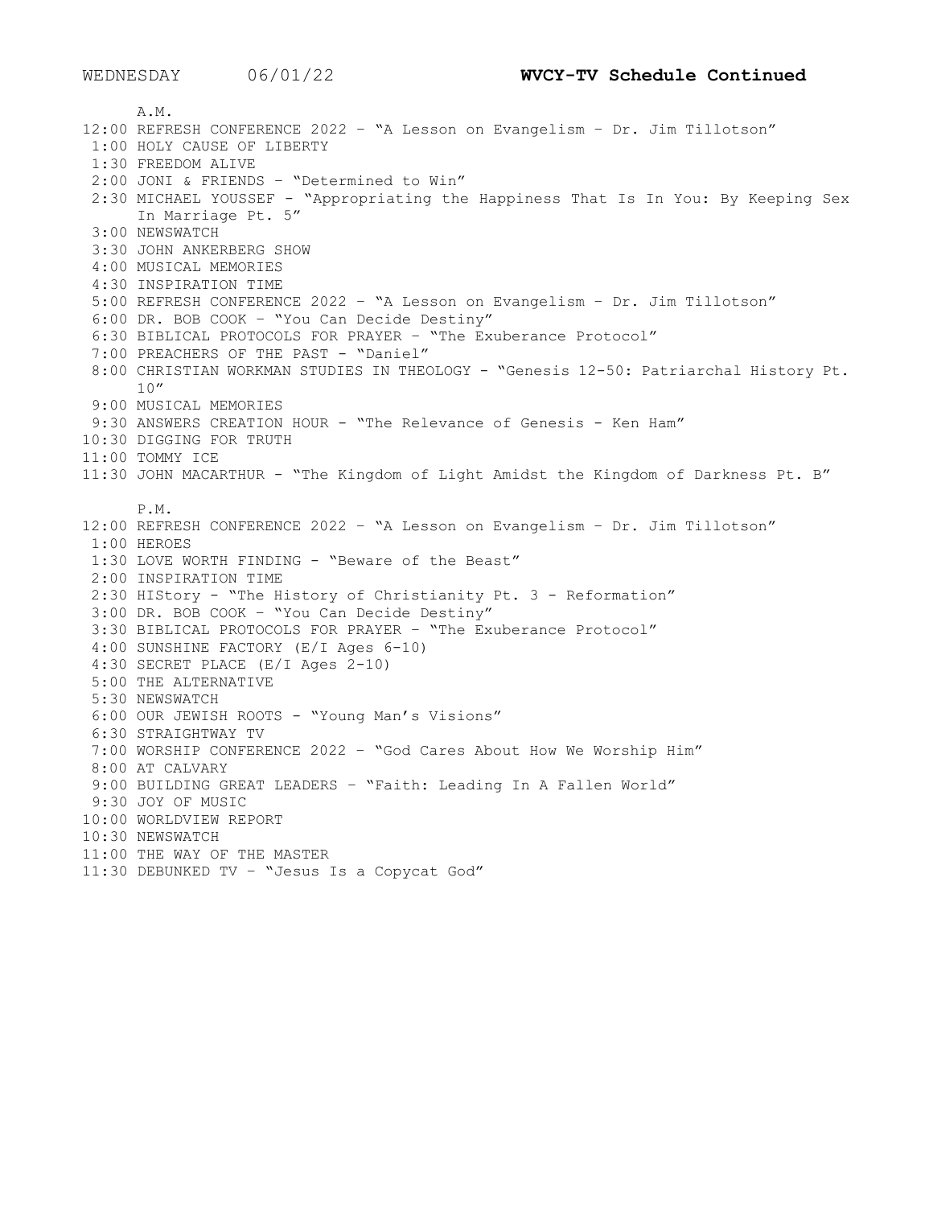WEDNESDAY 06/01/22 **WVCY-TV Schedule Continued**

A.M.

12:00 REFRESH CONFERENCE 2022 – "A Lesson on Evangelism – Dr. Jim Tillotson"
1:00 HOLY CAUSE OF LIBERTY
1:30 FREEDOM ALIVE
2:00 JONI & FRIENDS – "Determined to Win"
2:30 MICHAEL YOUSSEF - "Appropriating the Happiness That Is In You: By Keeping Sex In Marriage Pt. 5"
3:00 NEWSWATCH
3:30 JOHN ANKERBERG SHOW
4:00 MUSICAL MEMORIES
4:30 INSPIRATION TIME
5:00 REFRESH CONFERENCE 2022 – "A Lesson on Evangelism – Dr. Jim Tillotson"
6:00 DR. BOB COOK – "You Can Decide Destiny"
6:30 BIBLICAL PROTOCOLS FOR PRAYER – "The Exuberance Protocol"
7:00 PREACHERS OF THE PAST - "Daniel"
8:00 CHRISTIAN WORKMAN STUDIES IN THEOLOGY - "Genesis 12-50: Patriarchal History Pt. 10"
9:00 MUSICAL MEMORIES
9:30 ANSWERS CREATION HOUR - "The Relevance of Genesis - Ken Ham"
10:30 DIGGING FOR TRUTH
11:00 TOMMY ICE
11:30 JOHN MACARTHUR - "The Kingdom of Light Amidst the Kingdom of Darkness Pt. B"

P.M.

12:00 REFRESH CONFERENCE 2022 – "A Lesson on Evangelism – Dr. Jim Tillotson"
1:00 HEROES
1:30 LOVE WORTH FINDING - "Beware of the Beast"
2:00 INSPIRATION TIME
2:30 HIStory - "The History of Christianity Pt. 3 - Reformation"
3:00 DR. BOB COOK – "You Can Decide Destiny"
3:30 BIBLICAL PROTOCOLS FOR PRAYER – "The Exuberance Protocol"
4:00 SUNSHINE FACTORY (E/I Ages 6-10)
4:30 SECRET PLACE (E/I Ages 2-10)
5:00 THE ALTERNATIVE
5:30 NEWSWATCH
6:00 OUR JEWISH ROOTS - "Young Man's Visions"
6:30 STRAIGHTWAY TV
7:00 WORSHIP CONFERENCE 2022 – "God Cares About How We Worship Him"
8:00 AT CALVARY
9:00 BUILDING GREAT LEADERS – "Faith: Leading In A Fallen World"
9:30 JOY OF MUSIC
10:00 WORLDVIEW REPORT
10:30 NEWSWATCH
11:00 THE WAY OF THE MASTER
11:30 DEBUNKED TV – "Jesus Is a Copycat God"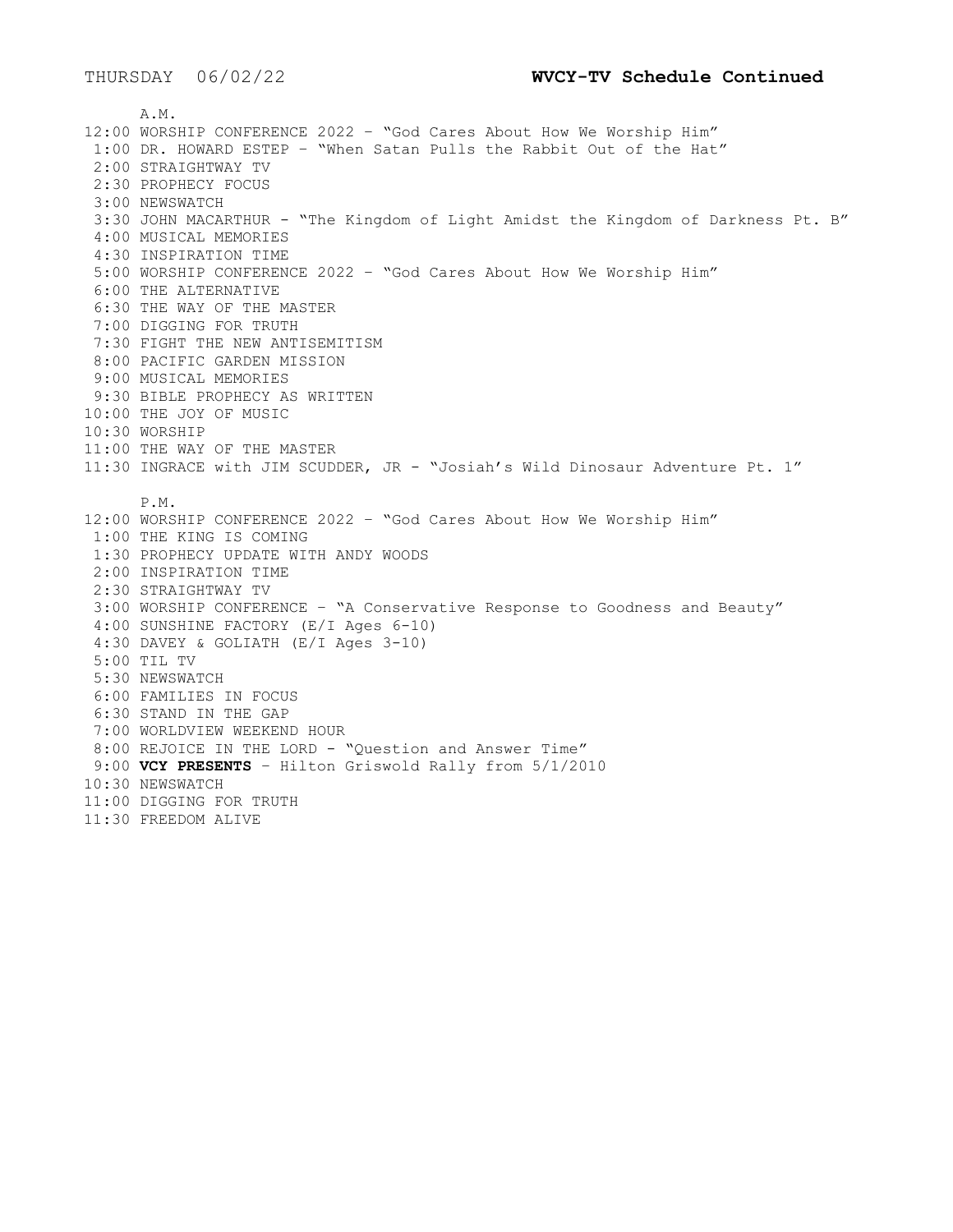THURSDAY 06/02/22 **WVCY-TV Schedule Continued**

A.M.

12:00 WORSHIP CONFERENCE 2022 – "God Cares About How We Worship Him"
1:00 DR. HOWARD ESTEP – "When Satan Pulls the Rabbit Out of the Hat"
2:00 STRAIGHTWAY TV
2:30 PROPHECY FOCUS
3:00 NEWSWATCH
3:30 JOHN MACARTHUR - "The Kingdom of Light Amidst the Kingdom of Darkness Pt. B"
4:00 MUSICAL MEMORIES
4:30 INSPIRATION TIME
5:00 WORSHIP CONFERENCE 2022 – "God Cares About How We Worship Him"
6:00 THE ALTERNATIVE
6:30 THE WAY OF THE MASTER
7:00 DIGGING FOR TRUTH
7:30 FIGHT THE NEW ANTISEMITISM
8:00 PACIFIC GARDEN MISSION
9:00 MUSICAL MEMORIES
9:30 BIBLE PROPHECY AS WRITTEN
10:00 THE JOY OF MUSIC
10:30 WORSHIP
11:00 THE WAY OF THE MASTER
11:30 INGRACE with JIM SCUDDER, JR - "Josiah's Wild Dinosaur Adventure Pt. 1"

P.M.

12:00 WORSHIP CONFERENCE 2022 – "God Cares About How We Worship Him"
1:00 THE KING IS COMING
1:30 PROPHECY UPDATE WITH ANDY WOODS
2:00 INSPIRATION TIME
2:30 STRAIGHTWAY TV
3:00 WORSHIP CONFERENCE – "A Conservative Response to Goodness and Beauty"
4:00 SUNSHINE FACTORY (E/I Ages 6-10)
4:30 DAVEY & GOLIATH (E/I Ages 3-10)
5:00 TIL TV
5:30 NEWSWATCH
6:00 FAMILIES IN FOCUS
6:30 STAND IN THE GAP
7:00 WORLDVIEW WEEKEND HOUR
8:00 REJOICE IN THE LORD - "Question and Answer Time"
9:00 **VCY PRESENTS** – Hilton Griswold Rally from 5/1/2010
10:30 NEWSWATCH
11:00 DIGGING FOR TRUTH
11:30 FREEDOM ALIVE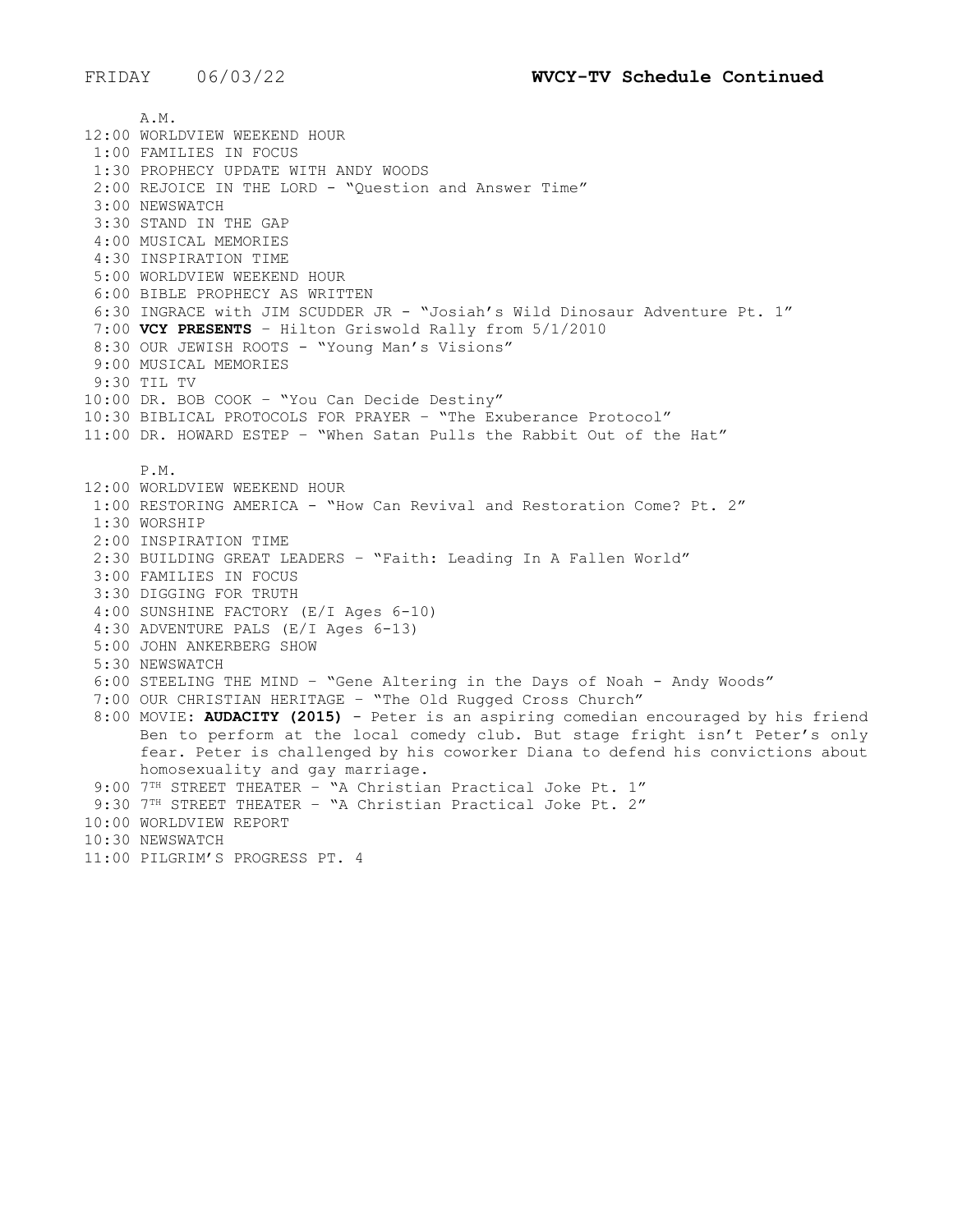FRIDAY 06/03/22 **WVCY-TV Schedule Continued**

A.M.

12:00 WORLDVIEW WEEKEND HOUR
1:00 FAMILIES IN FOCUS
1:30 PROPHECY UPDATE WITH ANDY WOODS
2:00 REJOICE IN THE LORD - "Question and Answer Time"
3:00 NEWSWATCH
3:30 STAND IN THE GAP
4:00 MUSICAL MEMORIES
4:30 INSPIRATION TIME
5:00 WORLDVIEW WEEKEND HOUR
6:00 BIBLE PROPHECY AS WRITTEN
6:30 INGRACE with JIM SCUDDER JR - "Josiah's Wild Dinosaur Adventure Pt. 1"
7:00 **VCY PRESENTS** – Hilton Griswold Rally from 5/1/2010
8:30 OUR JEWISH ROOTS - "Young Man's Visions"
9:00 MUSICAL MEMORIES
9:30 TIL TV
10:00 DR. BOB COOK – "You Can Decide Destiny"
10:30 BIBLICAL PROTOCOLS FOR PRAYER – "The Exuberance Protocol"
11:00 DR. HOWARD ESTEP – "When Satan Pulls the Rabbit Out of the Hat"

P.M.

12:00 WORLDVIEW WEEKEND HOUR
1:00 RESTORING AMERICA - "How Can Revival and Restoration Come? Pt. 2"
1:30 WORSHIP
2:00 INSPIRATION TIME
2:30 BUILDING GREAT LEADERS – "Faith: Leading In A Fallen World"
3:00 FAMILIES IN FOCUS
3:30 DIGGING FOR TRUTH
4:00 SUNSHINE FACTORY (E/I Ages 6-10)
4:30 ADVENTURE PALS (E/I Ages 6-13)
5:00 JOHN ANKERBERG SHOW
5:30 NEWSWATCH
6:00 STEELING THE MIND – "Gene Altering in the Days of Noah - Andy Woods"
7:00 OUR CHRISTIAN HERITAGE – "The Old Rugged Cross Church"
8:00 MOVIE: **AUDACITY (2015)** - Peter is an aspiring comedian encouraged by his friend Ben to perform at the local comedy club. But stage fright isn't Peter's only fear. Peter is challenged by his coworker Diana to defend his convictions about homosexuality and gay marriage.
9:00 7TH STREET THEATER – "A Christian Practical Joke Pt. 1"
9:30 7TH STREET THEATER – "A Christian Practical Joke Pt. 2"
10:00 WORLDVIEW REPORT
10:30 NEWSWATCH
11:00 PILGRIM'S PROGRESS PT. 4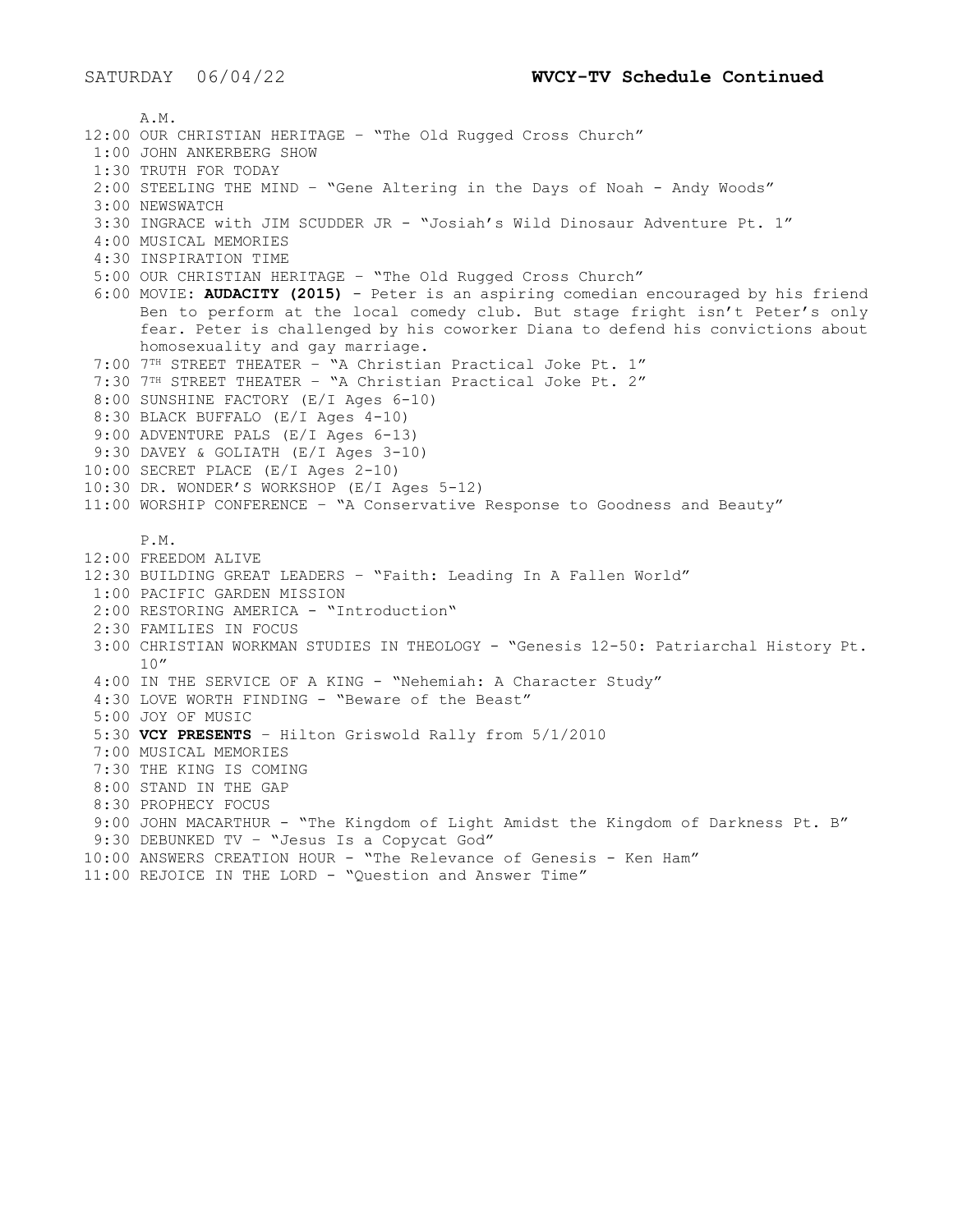SATURDAY 06/04/22 **WVCY-TV Schedule Continued**

A.M.

12:00 OUR CHRISTIAN HERITAGE – "The Old Rugged Cross Church"
1:00 JOHN ANKERBERG SHOW
1:30 TRUTH FOR TODAY
2:00 STEELING THE MIND – "Gene Altering in the Days of Noah - Andy Woods"
3:00 NEWSWATCH
3:30 INGRACE with JIM SCUDDER JR - "Josiah's Wild Dinosaur Adventure Pt. 1"
4:00 MUSICAL MEMORIES
4:30 INSPIRATION TIME
5:00 OUR CHRISTIAN HERITAGE – "The Old Rugged Cross Church"
6:00 MOVIE: **AUDACITY (2015)** - Peter is an aspiring comedian encouraged by his friend Ben to perform at the local comedy club. But stage fright isn't Peter's only fear. Peter is challenged by his coworker Diana to defend his convictions about homosexuality and gay marriage.
7:00 7TH STREET THEATER – "A Christian Practical Joke Pt. 1"
7:30 7TH STREET THEATER – "A Christian Practical Joke Pt. 2"
8:00 SUNSHINE FACTORY (E/I Ages 6-10)
8:30 BLACK BUFFALO (E/I Ages 4-10)
9:00 ADVENTURE PALS (E/I Ages 6-13)
9:30 DAVEY & GOLIATH (E/I Ages 3-10)
10:00 SECRET PLACE (E/I Ages 2-10)
10:30 DR. WONDER'S WORKSHOP (E/I Ages 5-12)
11:00 WORSHIP CONFERENCE – "A Conservative Response to Goodness and Beauty"

P.M.

12:00 FREEDOM ALIVE
12:30 BUILDING GREAT LEADERS – "Faith: Leading In A Fallen World"
1:00 PACIFIC GARDEN MISSION
2:00 RESTORING AMERICA - "Introduction"
2:30 FAMILIES IN FOCUS
3:00 CHRISTIAN WORKMAN STUDIES IN THEOLOGY - "Genesis 12-50: Patriarchal History Pt. 10"
4:00 IN THE SERVICE OF A KING - "Nehemiah: A Character Study"
4:30 LOVE WORTH FINDING - "Beware of the Beast"
5:00 JOY OF MUSIC
5:30 **VCY PRESENTS** – Hilton Griswold Rally from 5/1/2010
7:00 MUSICAL MEMORIES
7:30 THE KING IS COMING
8:00 STAND IN THE GAP
8:30 PROPHECY FOCUS
9:00 JOHN MACARTHUR - "The Kingdom of Light Amidst the Kingdom of Darkness Pt. B"
9:30 DEBUNKED TV – "Jesus Is a Copycat God"
10:00 ANSWERS CREATION HOUR - "The Relevance of Genesis - Ken Ham"
11:00 REJOICE IN THE LORD - "Question and Answer Time"